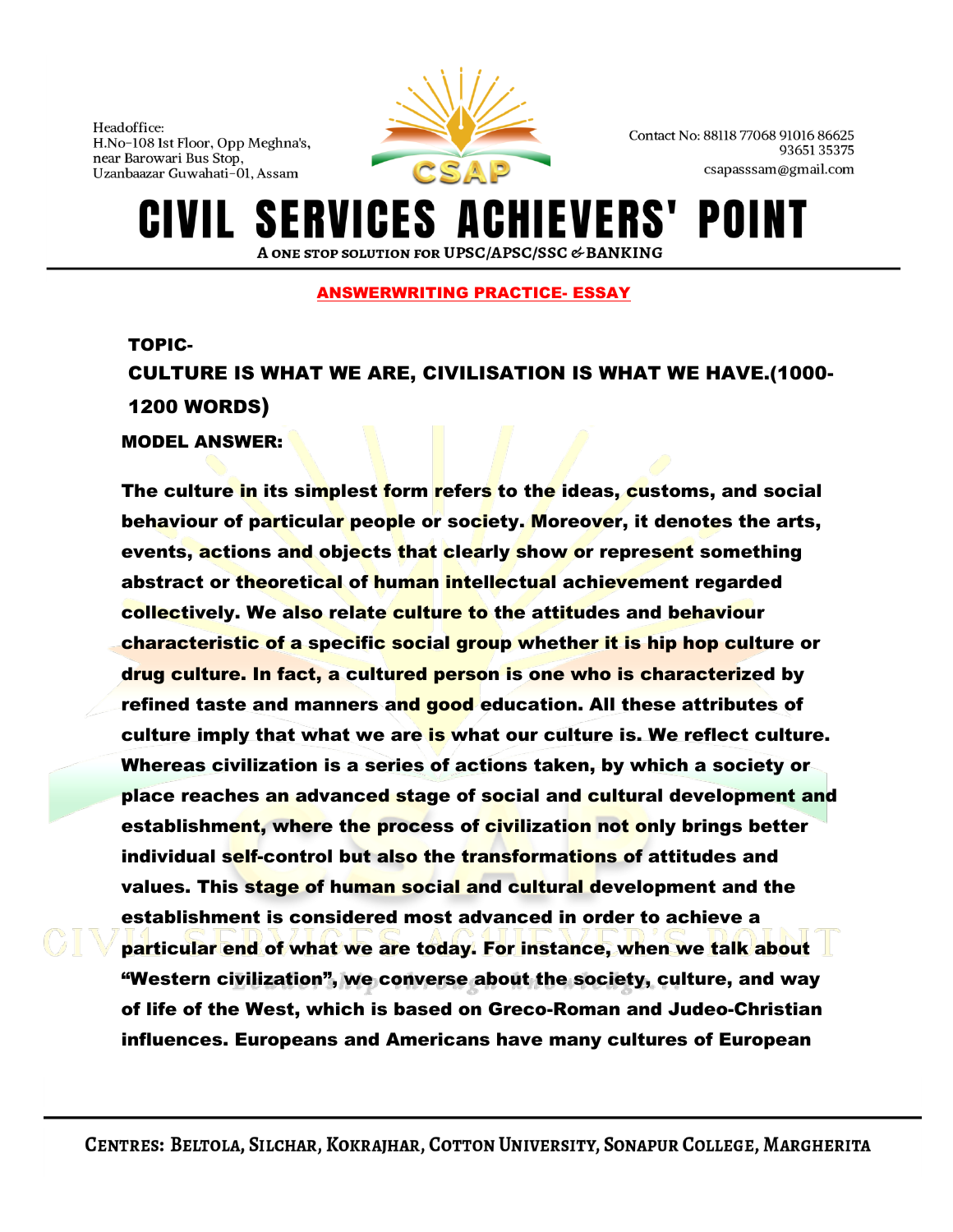## ANSWERWRITING PRACTICE- ESSAY

**TOPIC-**

**CULTURE IS WHAT WE ARE, CIVILISATION IS WHAT WE HAVE.(1000-1200 WORDS)**

**MODEL ANSWER:**

**The culture in its simplest form refers to the ideas, customs, and social behaviour of particular people or society. Moreover, it denotes the arts, events, actions and objects that clearly show or represent something abstract or theoretical of human intellectual achievement regarded collectively. We also relate culture to the attitudes and behaviour characteristic of a specific social group whether it is hip hop culture or drug culture. In fact, a cultured person is one who is characterized by refined taste and manners and good education. All these attributes of culture imply that what we are is what our culture is. We reflect culture. Whereas civilization is a series of actions taken, by which a society or place reaches an advanced stage of social and cultural development and establishment, where the process of civilization not only brings better individual self-control but also the transformations of attitudes and values. This stage of human social and cultural development and the establishment is considered most advanced in order to achieve a particular end of what we are today. For instance, when we talk about "Western civilization", we converse about the society, culture, and way of life of the West, which is based on Greco-Roman and Judeo-Christian influences. Europeans and Americans have many cultures of European**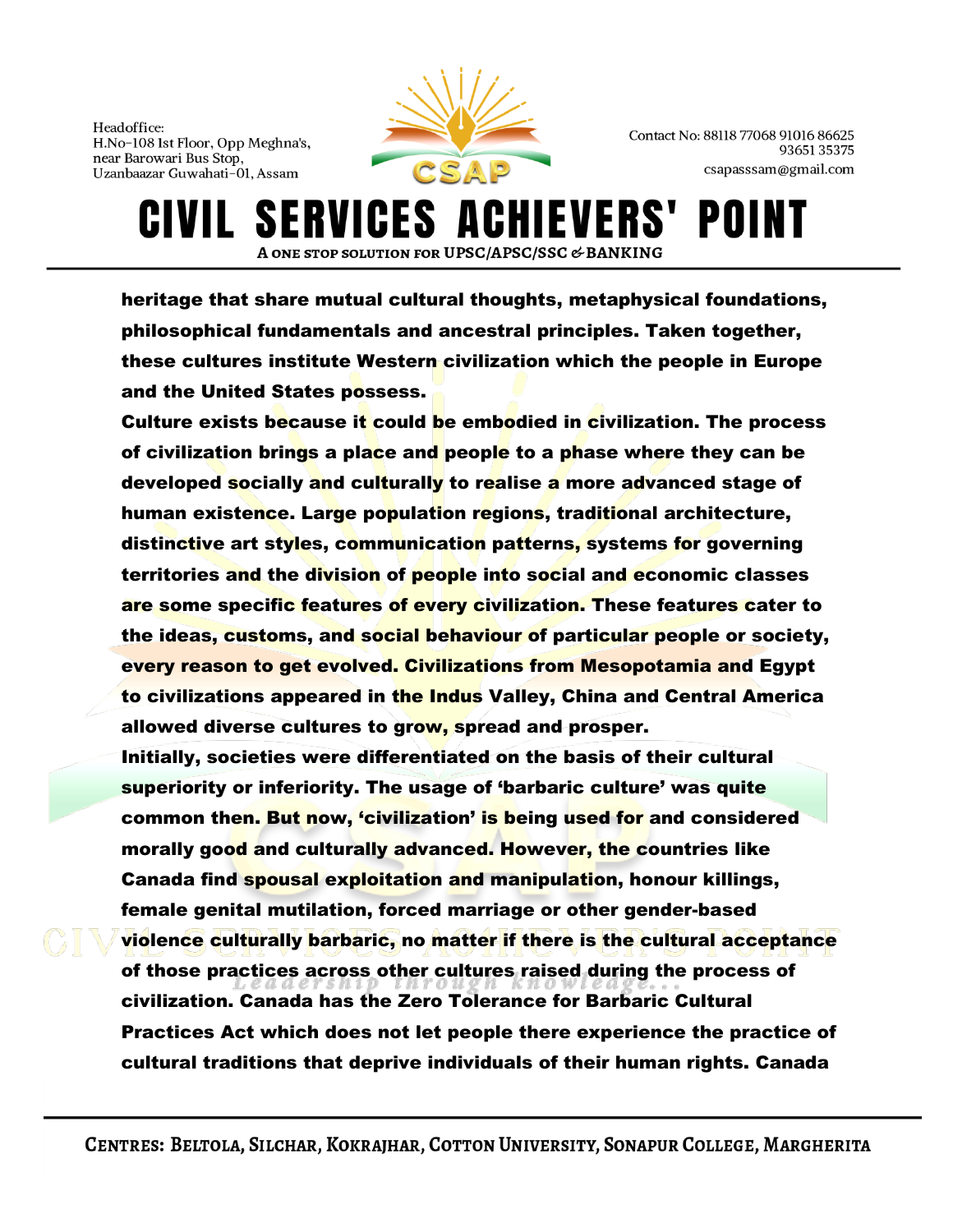**heritage that share mutual cultural thoughts, metaphysical foundations, philosophical fundamentals and ancestral principles. Taken together, these cultures institute Western civilization which the people in Europe and the United States possess.**

**Culture exists because it could be embodied in civilization. The process of civilization brings a place and people to a phase where they can be developed socially and culturally to realise a more advanced stage of human existence. Large population regions, traditional architecture, distinctive art styles, communication patterns, systems for governing territories and the division of people into social and economic classes are some specific features of every civilization. These features cater to the ideas, customs, and social behaviour of particular people or society, every reason to get evolved. Civilizations from Mesopotamia and Egypt to civilizations appeared in the Indus Valley, China and Central America allowed diverse cultures to grow, spread and prosper.**

**Initially, societies were differentiated on the basis of their cultural superiority or inferiority. The usage of 'barbaric culture' was quite common then. But now, 'civilization' is being used for and considered morally good and culturally advanced. However, the countries like Canada find spousal exploitation and manipulation, honour killings, female genital mutilation, forced marriage or other gender-based violence culturally barbaric, no matter if there is the cultural acceptance of those practices across other cultures raised during the process of civilization. Canada has the Zero Tolerance for Barbaric Cultural Practices Act which does not let people there experience the practice of cultural traditions that deprive individuals of their human rights. Canada**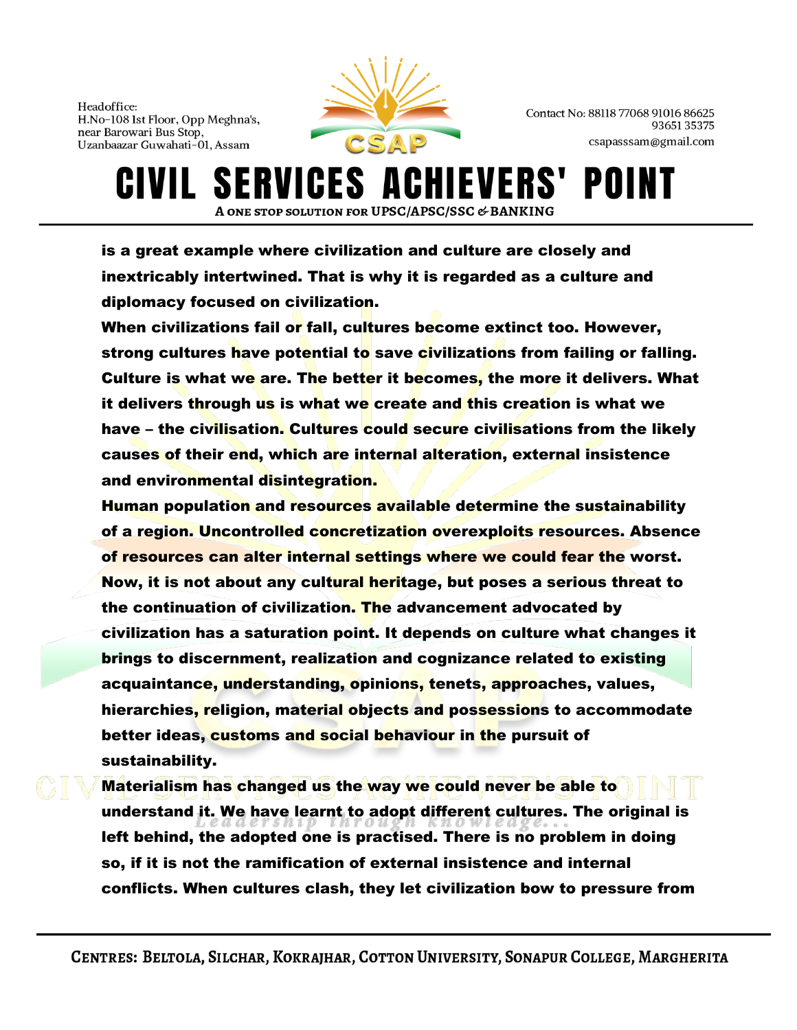is a great example where civilization and culture are closely and inextricably intertwined. That is why it is regarded as a culture and diplomacy focused on civilization.

When civilizations fail or fall, cultures become extinct too. However, strong cultures have potential to save civilizations from failing or falling. Culture is what we are. The better it becomes, the more it delivers. What it delivers through us is what we create and this creation is what we have – the civilisation. Cultures could secure civilisations from the likely causes of their end, which are internal alteration, external insistence and environmental disintegration.

Human population and resources available determine the sustainability of a region. Uncontrolled concretization overexploits resources. Absence of resources can alter internal settings where we could fear the worst. Now, it is not about any cultural heritage, but poses a serious threat to the continuation of civilization. The advancement advocated by civilization has a saturation point. It depends on culture what changes it brings to discernment, realization and cognizance related to existing acquaintance, understanding, opinions, tenets, approaches, values, hierarchies, religion, material objects and possessions to accommodate better ideas, customs and social behaviour in the pursuit of sustainability.

Materialism has changed us the way we could never be able to understand it. We have learnt to adopt different cultures. The original is left behind, the adopted one is practised. There is no problem in doing so, if it is not the ramification of external insistence and internal conflicts. When cultures clash, they let civilization bow to pressure from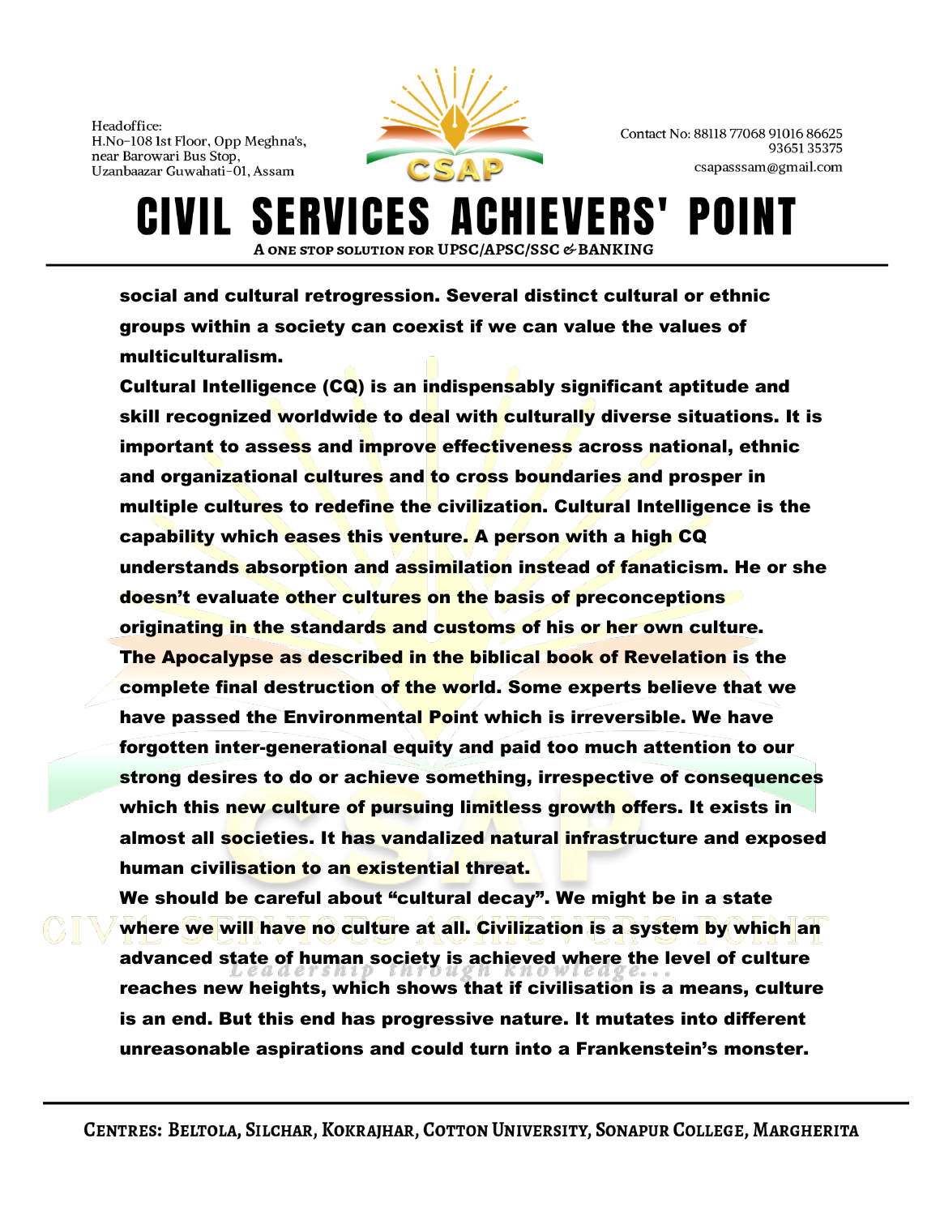**social and cultural retrogression. Several distinct cultural or ethnic groups within a society can coexist if we can value the values of multiculturalism.**

**Cultural Intelligence (CQ) is an indispensably significant aptitude and skill recognized worldwide to deal with culturally diverse situations. It is important to assess and improve effectiveness across national, ethnic and organizational cultures and to cross boundaries and prosper in multiple cultures to redefine the civilization. Cultural Intelligence is the capability which eases this venture. A person with a high CQ understands absorption and assimilation instead of fanaticism. He or she doesn't evaluate other cultures on the basis of preconceptions originating in the standards and customs of his or her own culture.**

**The Apocalypse as described in the biblical book of Revelation is the complete final destruction of the world. Some experts believe that we have passed the Environmental Point which is irreversible. We have forgotten inter-generational equity and paid too much attention to our strong desires to do or achieve something, irrespective of consequences which this new culture of pursuing limitless growth offers. It exists in almost all societies. It has vandalized natural infrastructure and exposed human civilisation to an existential threat.**

**We should be careful about "cultural decay". We might be in a state where we will have no culture at all. Civilization is a system by which an advanced state of human society is achieved where the level of culture reaches new heights, which shows that if civilisation is a means, culture is an end. But this end has progressive nature. It mutates into different unreasonable aspirations and could turn into a Frankenstein's monster.**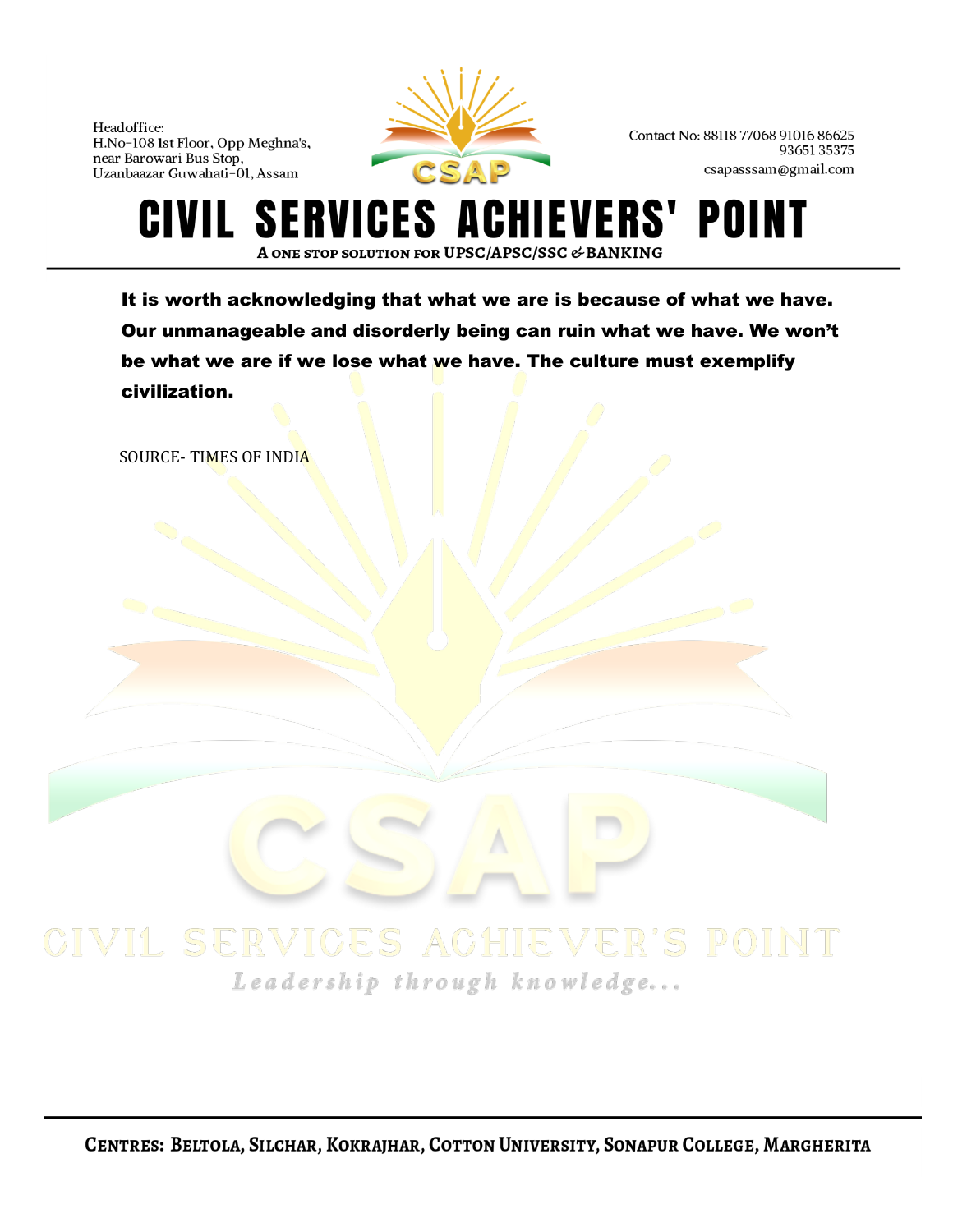**It is worth acknowledging that what we are is because of what we have. Our unmanageable and disorderly being can ruin what we have. We won't be what we are if we lose what we have. The culture must exemplify civilization.**

SOURCE- TIMES OF INDIA